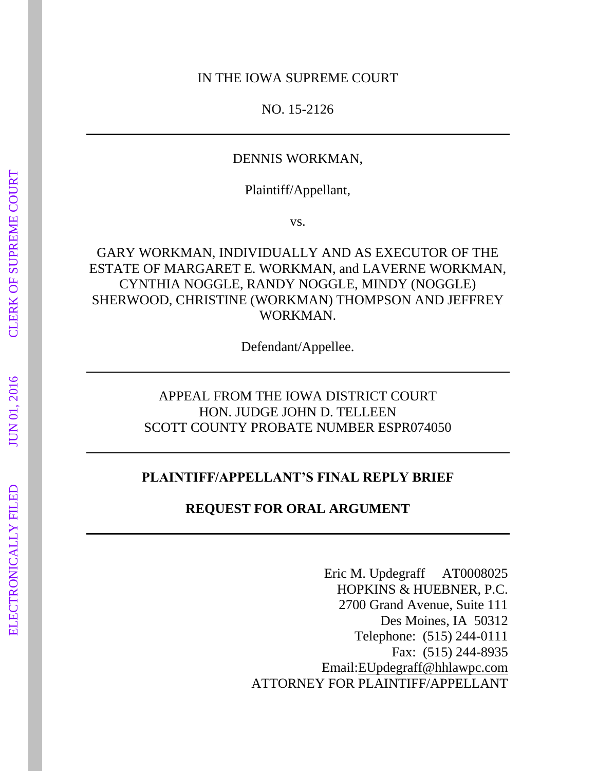IN THE IOWA SUPREME COURT

NO. 15-2126

---

DENNIS WORKMAN,

Plaintiff/Appellant,

vs.

GARY WORKMAN, INDIVIDUALLY AND AS EXECUTOR OF THE ESTATE OF MARGARET E. WORKMAN, and LAVERNE WORKMAN, CYNTHIA NOGGLE, RANDY NOGGLE, MINDY (NOGGLE) SHERWOOD, CHRISTINE (WORKMAN) THOMPSON AND JEFFREY WORKMAN.

Defendant/Appellee.

---

APPEAL FROM THE IOWA DISTRICT COURT
HON. JUDGE JOHN D. TELLEEN
SCOTT COUNTY PROBATE NUMBER ESPR074050

---

**PLAINTIFF/APPELLANT'S FINAL REPLY BRIEF**

**REQUEST FOR ORAL ARGUMENT**

---

Eric M. Updegraff AT0008025
HOPKINS & HUEBNER, P.C.
2700 Grand Avenue, Suite 111
Des Moines, IA 50312
Telephone: (515) 244-0111
Fax: (515) 244-8935
Email:EUpdegraff@hhlawpc.com
ATTORNEY FOR PLAINTIFF/APPELLANT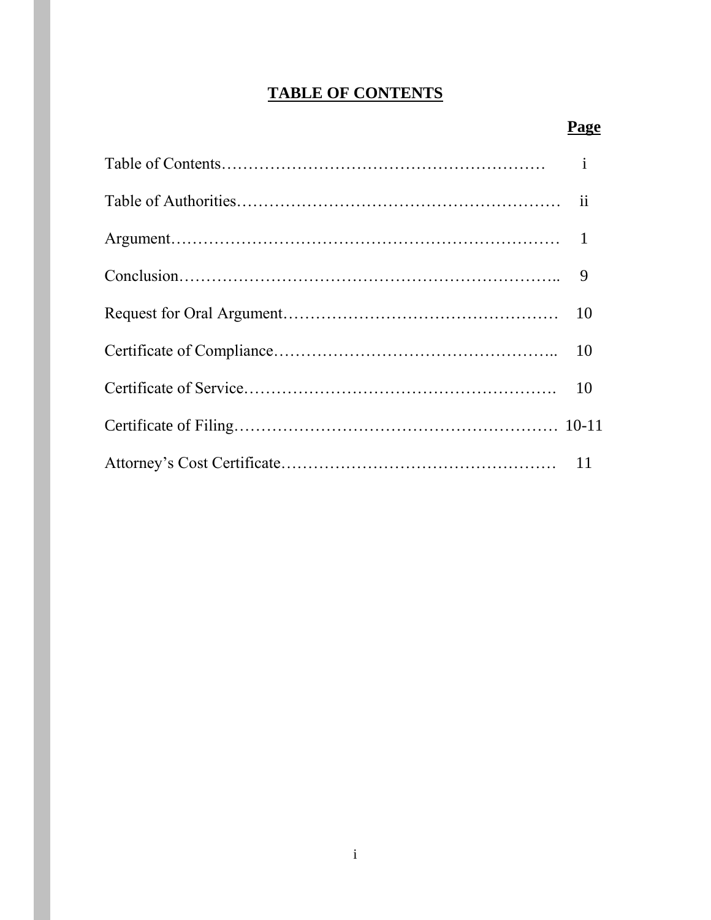# TABLE OF CONTENTS

| | Page |
|---|---|
| Table of Contents | i |
| Table of Authorities | ii |
| Argument | 1 |
| Conclusion | 9 |
| Request for Oral Argument | 10 |
| Certificate of Compliance | 10 |
| Certificate of Service | 10 |
| Certificate of Filing | 10-11 |
| Attorney's Cost Certificate | 11 |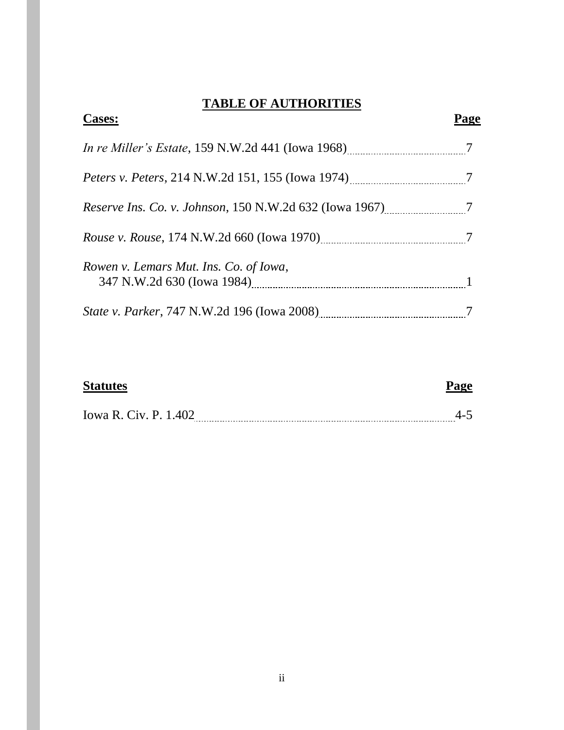## TABLE OF AUTHORITIES

| **Cases:** | **Page** |
|---|---|
| *In re Miller's Estate*, 159 N.W.2d 441 (Iowa 1968) | 7 |
| *Peters v. Peters*, 214 N.W.2d 151, 155 (Iowa 1974) | 7 |
| *Reserve Ins. Co. v. Johnson*, 150 N.W.2d 632 (Iowa 1967) | 7 |
| *Rouse v. Rouse*, 174 N.W.2d 660 (Iowa 1970) | 7 |
| *Rowen v. Lemars Mut. Ins. Co. of Iowa*, 347 N.W.2d 630 (Iowa 1984) | 1 |
| *State v. Parker*, 747 N.W.2d 196 (Iowa 2008) | 7 |

| **Statutes** | **Page** |
|---|---|
| Iowa R. Civ. P. 1.402 | 4-5 |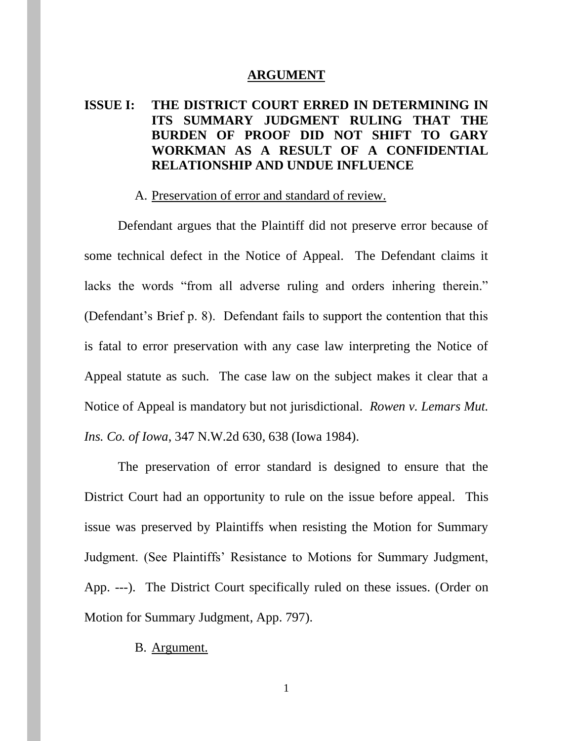## ARGUMENT

### ISSUE I: THE DISTRICT COURT ERRED IN DETERMINING IN ITS SUMMARY JUDGMENT RULING THAT THE BURDEN OF PROOF DID NOT SHIFT TO GARY WORKMAN AS A RESULT OF A CONFIDENTIAL RELATIONSHIP AND UNDUE INFLUENCE

A. Preservation of error and standard of review.

Defendant argues that the Plaintiff did not preserve error because of some technical defect in the Notice of Appeal. The Defendant claims it lacks the words "from all adverse ruling and orders inhering therein." (Defendant's Brief p. 8). Defendant fails to support the contention that this is fatal to error preservation with any case law interpreting the Notice of Appeal statute as such. The case law on the subject makes it clear that a Notice of Appeal is mandatory but not jurisdictional. *Rowen v. Lemars Mut. Ins. Co. of Iowa*, 347 N.W.2d 630, 638 (Iowa 1984).

The preservation of error standard is designed to ensure that the District Court had an opportunity to rule on the issue before appeal. This issue was preserved by Plaintiffs when resisting the Motion for Summary Judgment. (See Plaintiffs' Resistance to Motions for Summary Judgment, App. ---). The District Court specifically ruled on these issues. (Order on Motion for Summary Judgment, App. 797).

B. Argument.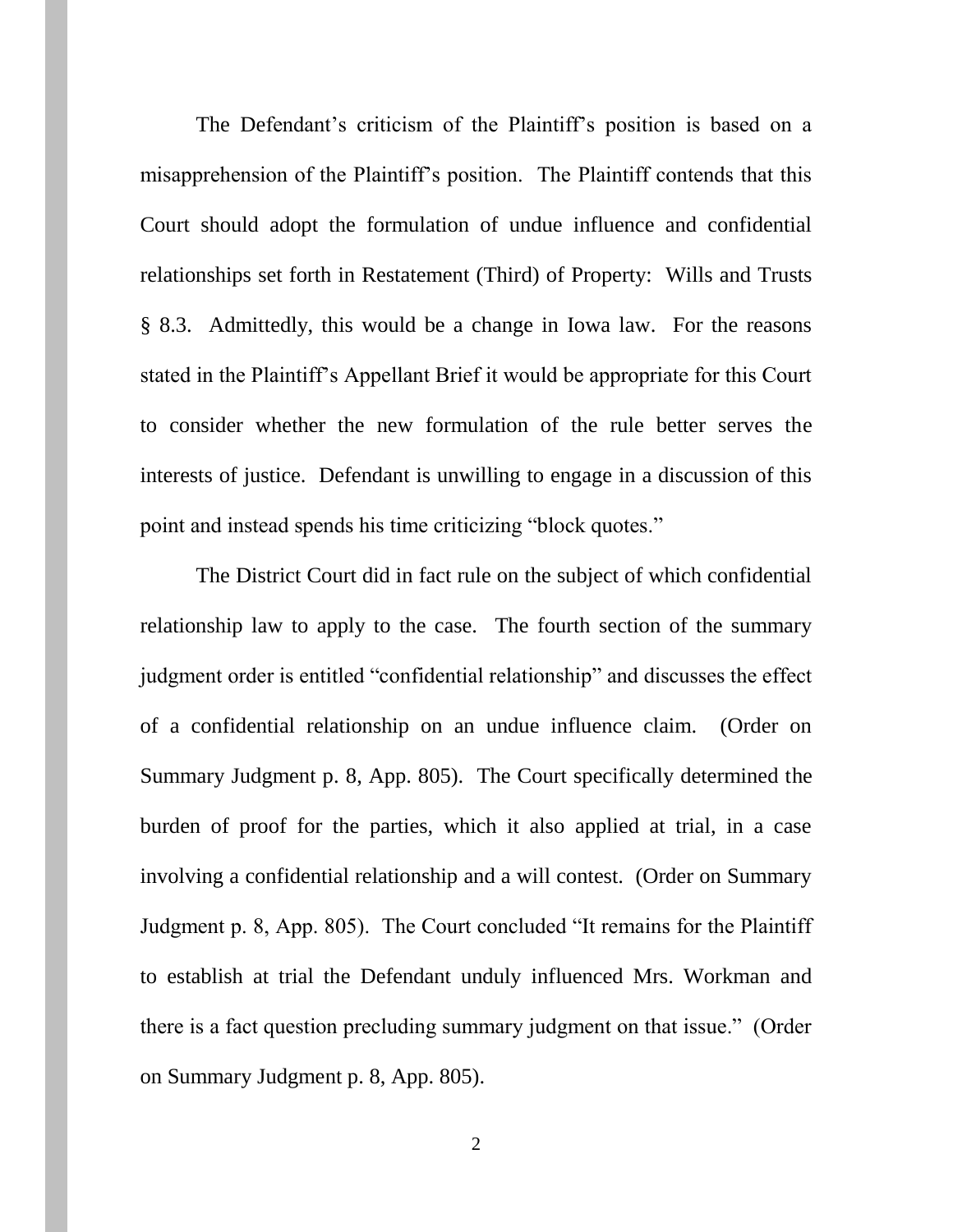The Defendant's criticism of the Plaintiff's position is based on a misapprehension of the Plaintiff's position. The Plaintiff contends that this Court should adopt the formulation of undue influence and confidential relationships set forth in Restatement (Third) of Property: Wills and Trusts § 8.3. Admittedly, this would be a change in Iowa law. For the reasons stated in the Plaintiff's Appellant Brief it would be appropriate for this Court to consider whether the new formulation of the rule better serves the interests of justice. Defendant is unwilling to engage in a discussion of this point and instead spends his time criticizing "block quotes."

The District Court did in fact rule on the subject of which confidential relationship law to apply to the case. The fourth section of the summary judgment order is entitled "confidential relationship" and discusses the effect of a confidential relationship on an undue influence claim. (Order on Summary Judgment p. 8, App. 805). The Court specifically determined the burden of proof for the parties, which it also applied at trial, in a case involving a confidential relationship and a will contest. (Order on Summary Judgment p. 8, App. 805). The Court concluded "It remains for the Plaintiff to establish at trial the Defendant unduly influenced Mrs. Workman and there is a fact question precluding summary judgment on that issue." (Order on Summary Judgment p. 8, App. 805).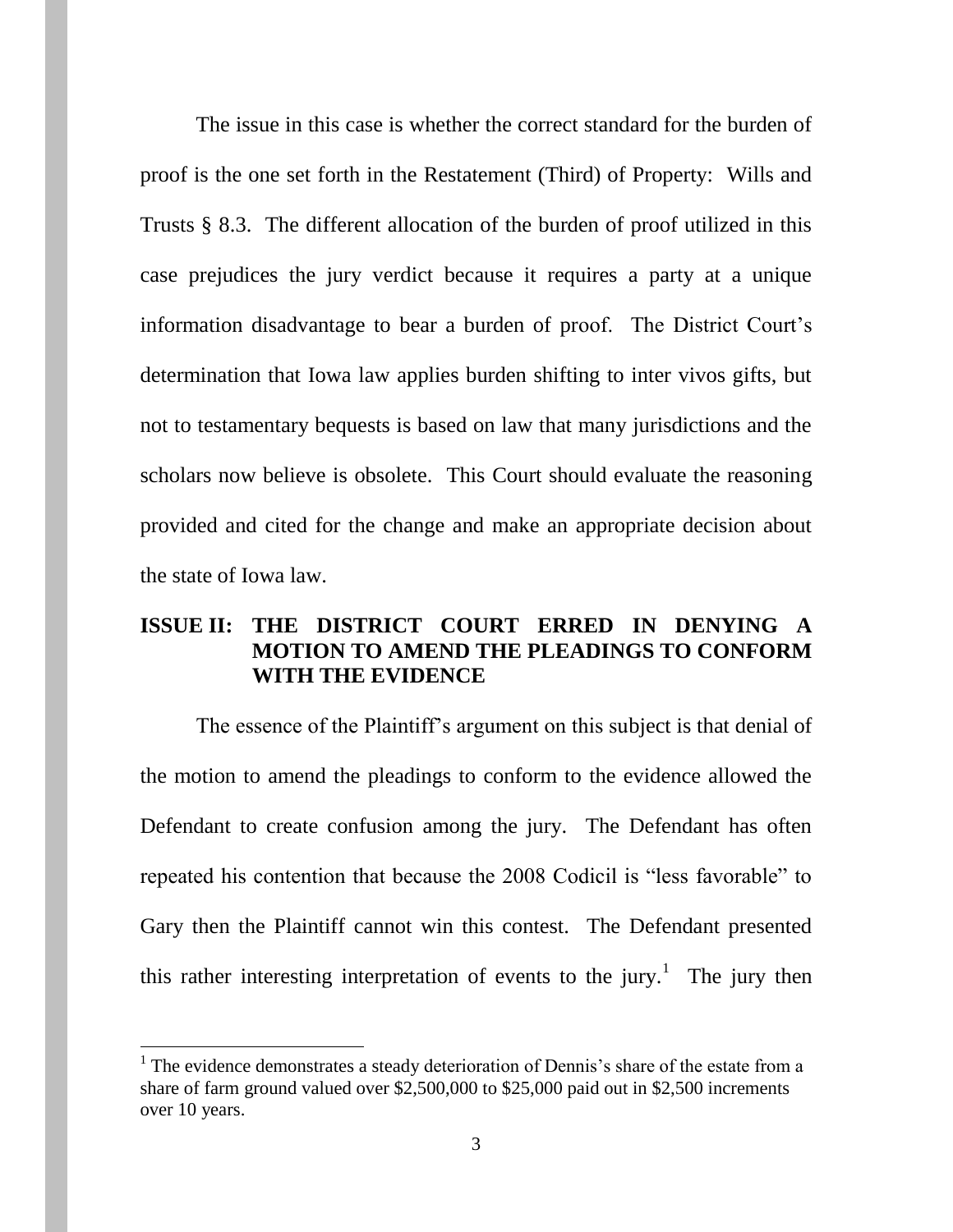The issue in this case is whether the correct standard for the burden of proof is the one set forth in the Restatement (Third) of Property: Wills and Trusts § 8.3. The different allocation of the burden of proof utilized in this case prejudices the jury verdict because it requires a party at a unique information disadvantage to bear a burden of proof. The District Court's determination that Iowa law applies burden shifting to inter vivos gifts, but not to testamentary bequests is based on law that many jurisdictions and the scholars now believe is obsolete. This Court should evaluate the reasoning provided and cited for the change and make an appropriate decision about the state of Iowa law.

## ISSUE II: THE DISTRICT COURT ERRED IN DENYING A MOTION TO AMEND THE PLEADINGS TO CONFORM WITH THE EVIDENCE

The essence of the Plaintiff's argument on this subject is that denial of the motion to amend the pleadings to conform to the evidence allowed the Defendant to create confusion among the jury. The Defendant has often repeated his contention that because the 2008 Codicil is "less favorable" to Gary then the Plaintiff cannot win this contest. The Defendant presented this rather interesting interpretation of events to the jury.[1] The jury then

[1] The evidence demonstrates a steady deterioration of Dennis's share of the estate from a share of farm ground valued over $2,500,000 to $25,000 paid out in $2,500 increments over 10 years.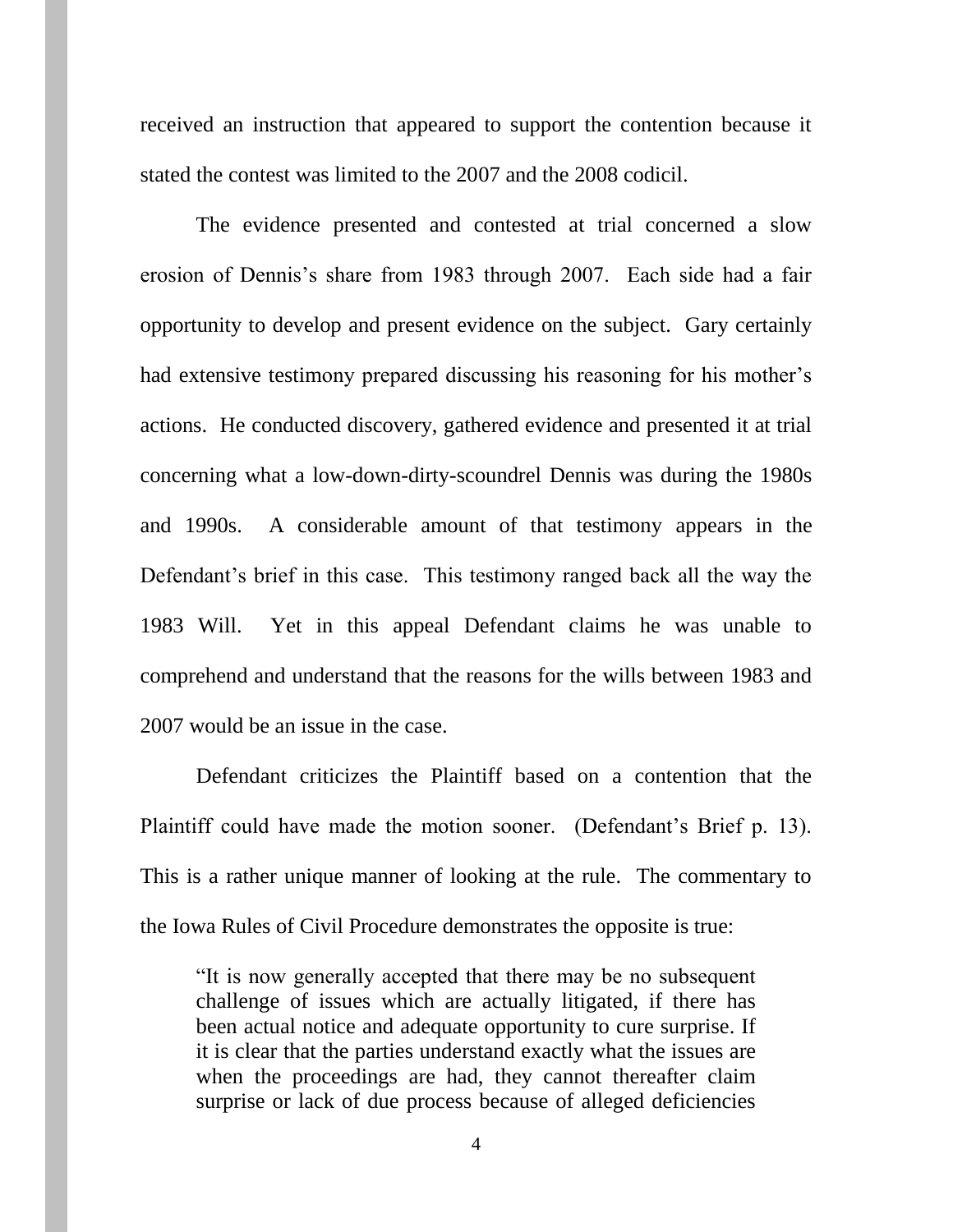received an instruction that appeared to support the contention because it stated the contest was limited to the 2007 and the 2008 codicil.

The evidence presented and contested at trial concerned a slow erosion of Dennis's share from 1983 through 2007. Each side had a fair opportunity to develop and present evidence on the subject. Gary certainly had extensive testimony prepared discussing his reasoning for his mother's actions. He conducted discovery, gathered evidence and presented it at trial concerning what a low-down-dirty-scoundrel Dennis was during the 1980s and 1990s. A considerable amount of that testimony appears in the Defendant's brief in this case. This testimony ranged back all the way the 1983 Will. Yet in this appeal Defendant claims he was unable to comprehend and understand that the reasons for the wills between 1983 and 2007 would be an issue in the case.

Defendant criticizes the Plaintiff based on a contention that the Plaintiff could have made the motion sooner. (Defendant's Brief p. 13). This is a rather unique manner of looking at the rule. The commentary to the Iowa Rules of Civil Procedure demonstrates the opposite is true:

> "It is now generally accepted that there may be no subsequent challenge of issues which are actually litigated, if there has been actual notice and adequate opportunity to cure surprise. If it is clear that the parties understand exactly what the issues are when the proceedings are had, they cannot thereafter claim surprise or lack of due process because of alleged deficiencies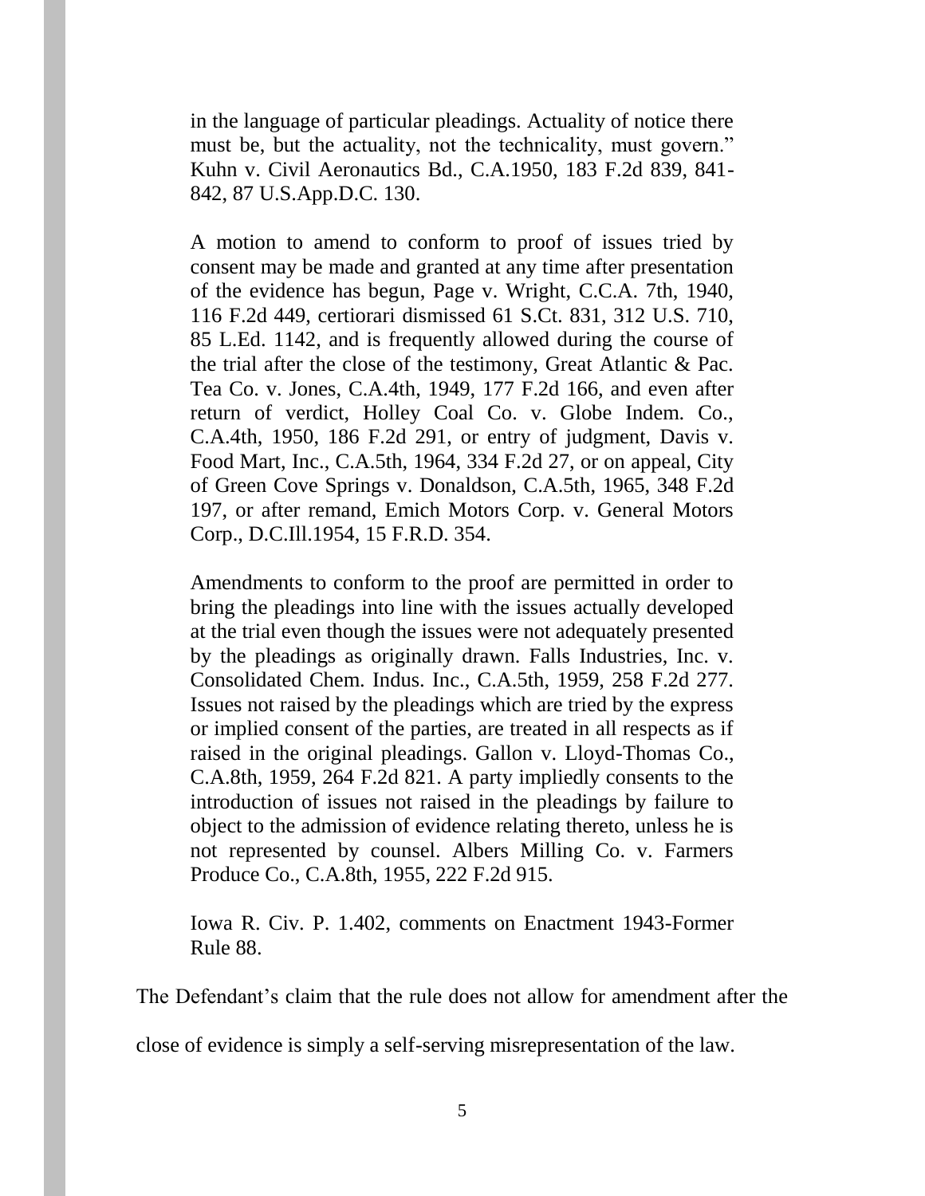> in the language of particular pleadings. Actuality of notice there must be, but the actuality, not the technicality, must govern." Kuhn v. Civil Aeronautics Bd., C.A.1950, 183 F.2d 839, 841-842, 87 U.S.App.D.C. 130.
>
> A motion to amend to conform to proof of issues tried by consent may be made and granted at any time after presentation of the evidence has begun, Page v. Wright, C.C.A. 7th, 1940, 116 F.2d 449, certiorari dismissed 61 S.Ct. 831, 312 U.S. 710, 85 L.Ed. 1142, and is frequently allowed during the course of the trial after the close of the testimony, Great Atlantic & Pac. Tea Co. v. Jones, C.A.4th, 1949, 177 F.2d 166, and even after return of verdict, Holley Coal Co. v. Globe Indem. Co., C.A.4th, 1950, 186 F.2d 291, or entry of judgment, Davis v. Food Mart, Inc., C.A.5th, 1964, 334 F.2d 27, or on appeal, City of Green Cove Springs v. Donaldson, C.A.5th, 1965, 348 F.2d 197, or after remand, Emich Motors Corp. v. General Motors Corp., D.C.Ill.1954, 15 F.R.D. 354.
>
> Amendments to conform to the proof are permitted in order to bring the pleadings into line with the issues actually developed at the trial even though the issues were not adequately presented by the pleadings as originally drawn. Falls Industries, Inc. v. Consolidated Chem. Indus. Inc., C.A.5th, 1959, 258 F.2d 277. Issues not raised by the pleadings which are tried by the express or implied consent of the parties, are treated in all respects as if raised in the original pleadings. Gallon v. Lloyd-Thomas Co., C.A.8th, 1959, 264 F.2d 821. A party impliedly consents to the introduction of issues not raised in the pleadings by failure to object to the admission of evidence relating thereto, unless he is not represented by counsel. Albers Milling Co. v. Farmers Produce Co., C.A.8th, 1955, 222 F.2d 915.
>
> Iowa R. Civ. P. 1.402, comments on Enactment 1943-Former Rule 88.

The Defendant's claim that the rule does not allow for amendment after the close of evidence is simply a self-serving misrepresentation of the law.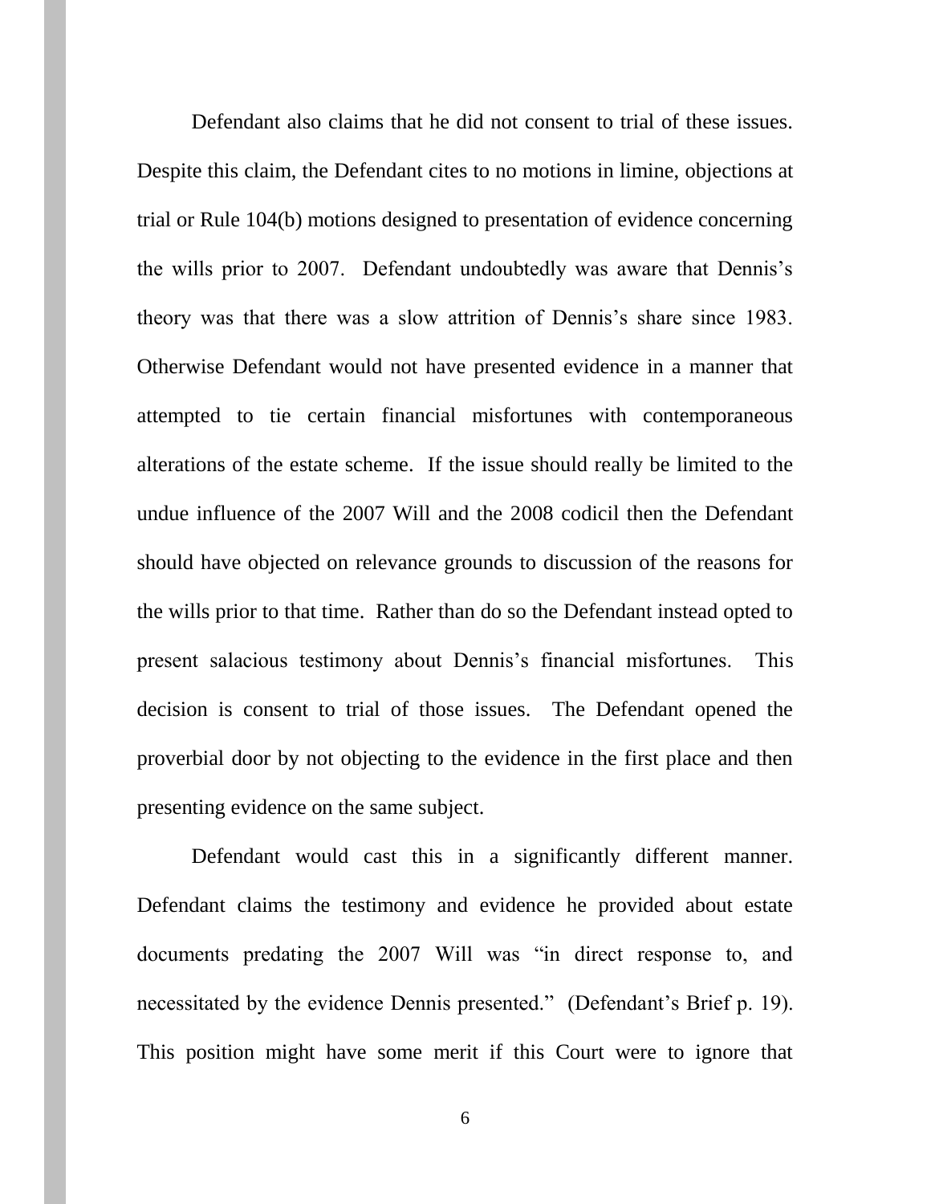Defendant also claims that he did not consent to trial of these issues. Despite this claim, the Defendant cites to no motions in limine, objections at trial or Rule 104(b) motions designed to presentation of evidence concerning the wills prior to 2007. Defendant undoubtedly was aware that Dennis's theory was that there was a slow attrition of Dennis's share since 1983. Otherwise Defendant would not have presented evidence in a manner that attempted to tie certain financial misfortunes with contemporaneous alterations of the estate scheme. If the issue should really be limited to the undue influence of the 2007 Will and the 2008 codicil then the Defendant should have objected on relevance grounds to discussion of the reasons for the wills prior to that time. Rather than do so the Defendant instead opted to present salacious testimony about Dennis's financial misfortunes. This decision is consent to trial of those issues. The Defendant opened the proverbial door by not objecting to the evidence in the first place and then presenting evidence on the same subject.

Defendant would cast this in a significantly different manner. Defendant claims the testimony and evidence he provided about estate documents predating the 2007 Will was "in direct response to, and necessitated by the evidence Dennis presented." (Defendant's Brief p. 19). This position might have some merit if this Court were to ignore that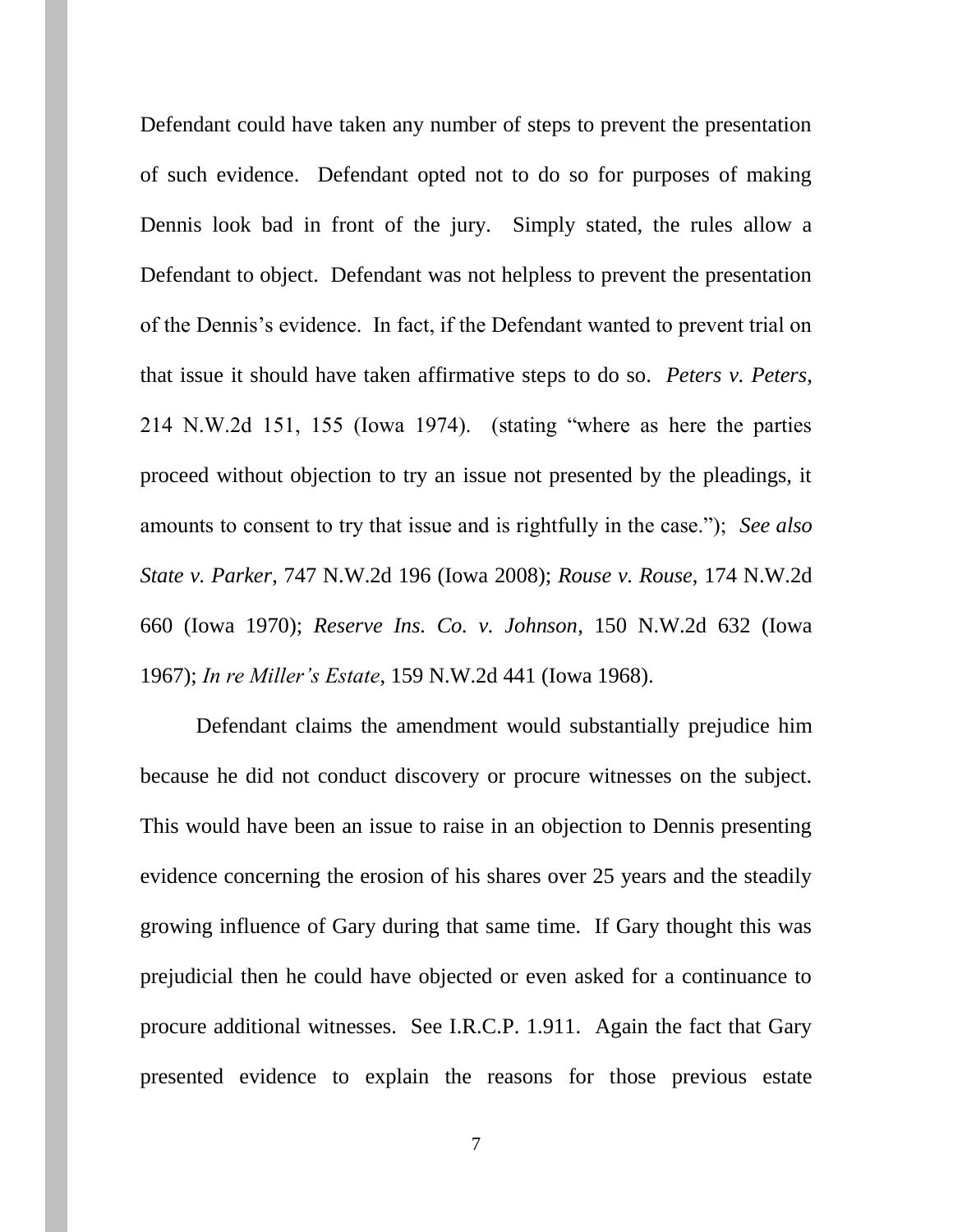Defendant could have taken any number of steps to prevent the presentation of such evidence. Defendant opted not to do so for purposes of making Dennis look bad in front of the jury. Simply stated, the rules allow a Defendant to object. Defendant was not helpless to prevent the presentation of the Dennis's evidence. In fact, if the Defendant wanted to prevent trial on that issue it should have taken affirmative steps to do so. *Peters v. Peters*, 214 N.W.2d 151, 155 (Iowa 1974). (stating "where as here the parties proceed without objection to try an issue not presented by the pleadings, it amounts to consent to try that issue and is rightfully in the case."); *See also State v. Parker*, 747 N.W.2d 196 (Iowa 2008); *Rouse v. Rouse*, 174 N.W.2d 660 (Iowa 1970); *Reserve Ins. Co. v. Johnson*, 150 N.W.2d 632 (Iowa 1967); *In re Miller's Estate*, 159 N.W.2d 441 (Iowa 1968).

Defendant claims the amendment would substantially prejudice him because he did not conduct discovery or procure witnesses on the subject. This would have been an issue to raise in an objection to Dennis presenting evidence concerning the erosion of his shares over 25 years and the steadily growing influence of Gary during that same time. If Gary thought this was prejudicial then he could have objected or even asked for a continuance to procure additional witnesses. See I.R.C.P. 1.911. Again the fact that Gary presented evidence to explain the reasons for those previous estate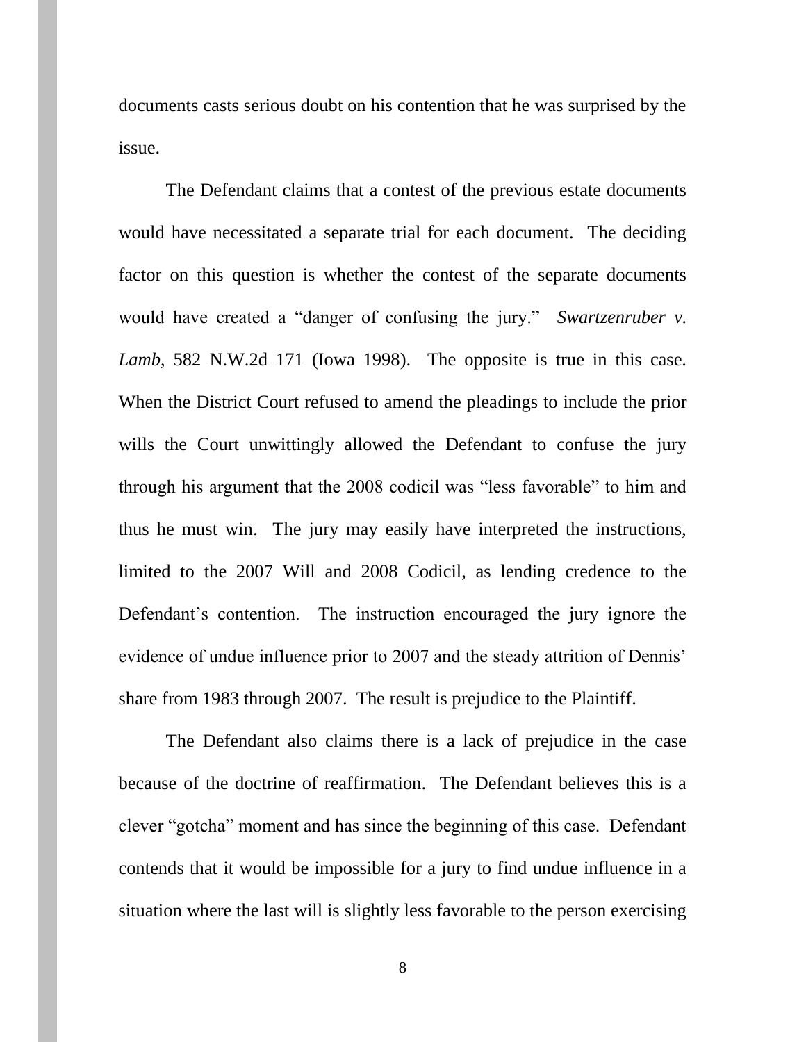documents casts serious doubt on his contention that he was surprised by the issue.

The Defendant claims that a contest of the previous estate documents would have necessitated a separate trial for each document. The deciding factor on this question is whether the contest of the separate documents would have created a "danger of confusing the jury." *Swartzenruber v. Lamb*, 582 N.W.2d 171 (Iowa 1998). The opposite is true in this case. When the District Court refused to amend the pleadings to include the prior wills the Court unwittingly allowed the Defendant to confuse the jury through his argument that the 2008 codicil was "less favorable" to him and thus he must win. The jury may easily have interpreted the instructions, limited to the 2007 Will and 2008 Codicil, as lending credence to the Defendant's contention. The instruction encouraged the jury ignore the evidence of undue influence prior to 2007 and the steady attrition of Dennis' share from 1983 through 2007. The result is prejudice to the Plaintiff.

The Defendant also claims there is a lack of prejudice in the case because of the doctrine of reaffirmation. The Defendant believes this is a clever "gotcha" moment and has since the beginning of this case. Defendant contends that it would be impossible for a jury to find undue influence in a situation where the last will is slightly less favorable to the person exercising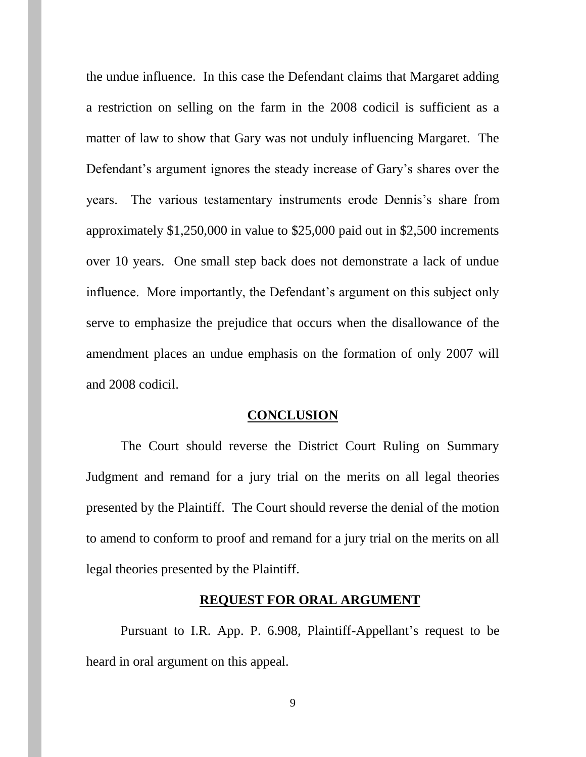the undue influence. In this case the Defendant claims that Margaret adding a restriction on selling on the farm in the 2008 codicil is sufficient as a matter of law to show that Gary was not unduly influencing Margaret. The Defendant's argument ignores the steady increase of Gary's shares over the years. The various testamentary instruments erode Dennis's share from approximately $1,250,000 in value to $25,000 paid out in $2,500 increments over 10 years. One small step back does not demonstrate a lack of undue influence. More importantly, the Defendant's argument on this subject only serve to emphasize the prejudice that occurs when the disallowance of the amendment places an undue emphasis on the formation of only 2007 will and 2008 codicil.

## **CONCLUSION**

The Court should reverse the District Court Ruling on Summary Judgment and remand for a jury trial on the merits on all legal theories presented by the Plaintiff. The Court should reverse the denial of the motion to amend to conform to proof and remand for a jury trial on the merits on all legal theories presented by the Plaintiff.

## **REQUEST FOR ORAL ARGUMENT**

Pursuant to I.R. App. P. 6.908, Plaintiff-Appellant's request to be heard in oral argument on this appeal.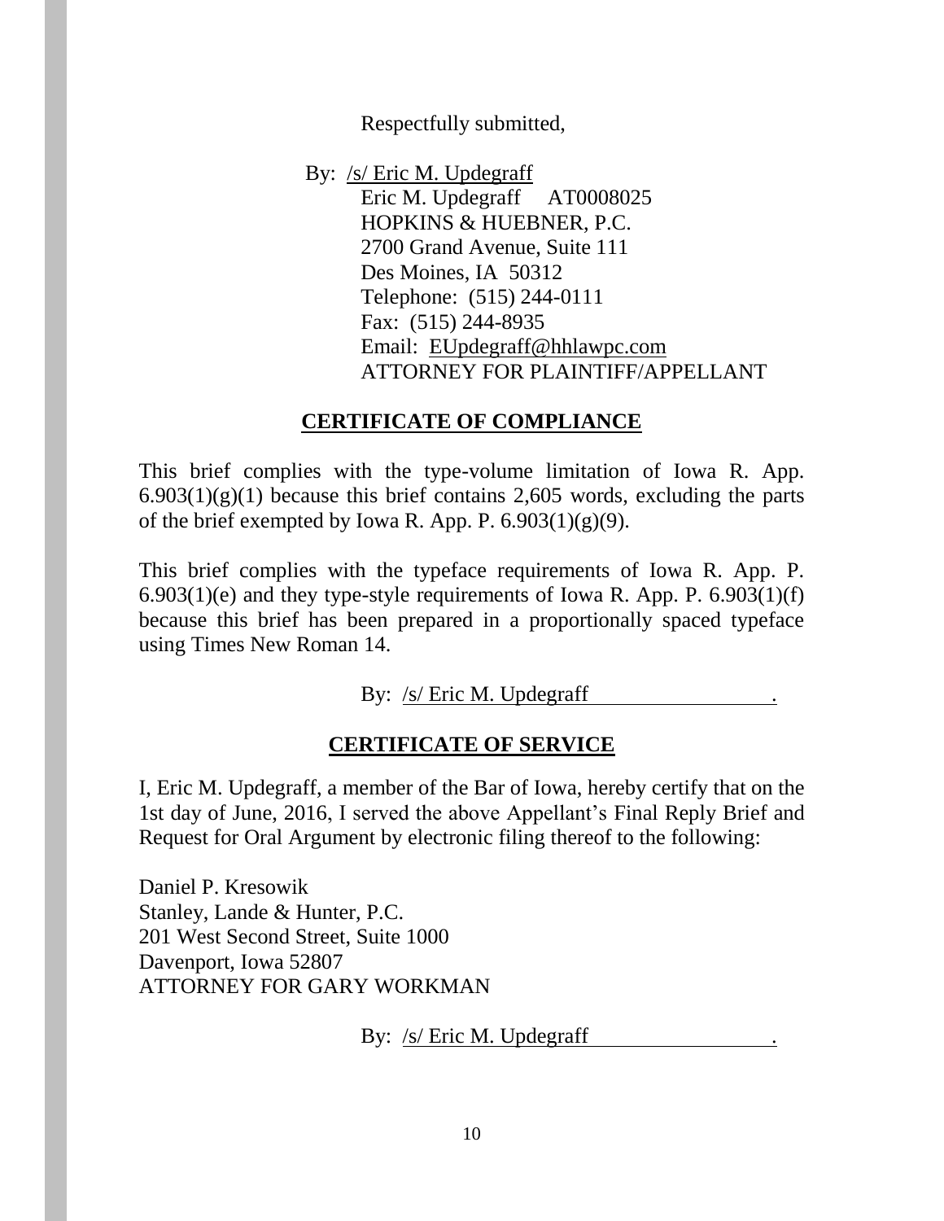Respectfully submitted,

By: /s/ Eric M. Updegraff
Eric M. Updegraff AT0008025
HOPKINS & HUEBNER, P.C.
2700 Grand Avenue, Suite 111
Des Moines, IA 50312
Telephone: (515) 244-0111
Fax: (515) 244-8935
Email: EUpdegraff@hhlawpc.com
ATTORNEY FOR PLAINTIFF/APPELLANT

## CERTIFICATE OF COMPLIANCE

This brief complies with the type-volume limitation of Iowa R. App. 6.903(1)(g)(1) because this brief contains 2,605 words, excluding the parts of the brief exempted by Iowa R. App. P. 6.903(1)(g)(9).

This brief complies with the typeface requirements of Iowa R. App. P. 6.903(1)(e) and they type-style requirements of Iowa R. App. P. 6.903(1)(f) because this brief has been prepared in a proportionally spaced typeface using Times New Roman 14.

By: /s/ Eric M. Updegraff .

## CERTIFICATE OF SERVICE

I, Eric M. Updegraff, a member of the Bar of Iowa, hereby certify that on the 1st day of June, 2016, I served the above Appellant's Final Reply Brief and Request for Oral Argument by electronic filing thereof to the following:

Daniel P. Kresowik
Stanley, Lande & Hunter, P.C.
201 West Second Street, Suite 1000
Davenport, Iowa 52807
ATTORNEY FOR GARY WORKMAN

By: /s/ Eric M. Updegraff .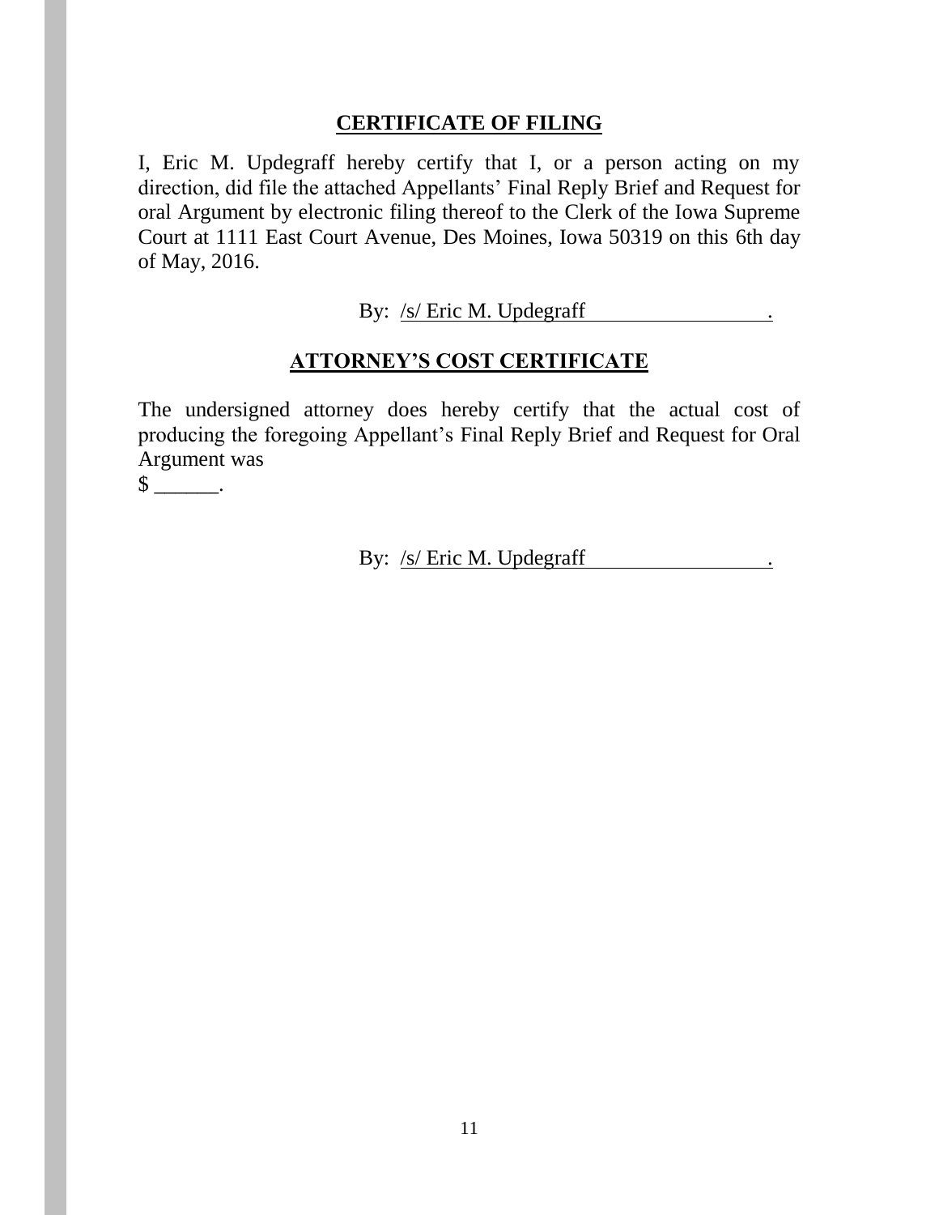## CERTIFICATE OF FILING

I, Eric M. Updegraff hereby certify that I, or a person acting on my direction, did file the attached Appellants' Final Reply Brief and Request for oral Argument by electronic filing thereof to the Clerk of the Iowa Supreme Court at 1111 East Court Avenue, Des Moines, Iowa 50319 on this 6th day of May, 2016.

By: /s/ Eric M. Updegraff .

## ATTORNEY'S COST CERTIFICATE

The undersigned attorney does hereby certify that the actual cost of producing the foregoing Appellant's Final Reply Brief and Request for Oral Argument was
$ ______.

By: /s/ Eric M. Updegraff .